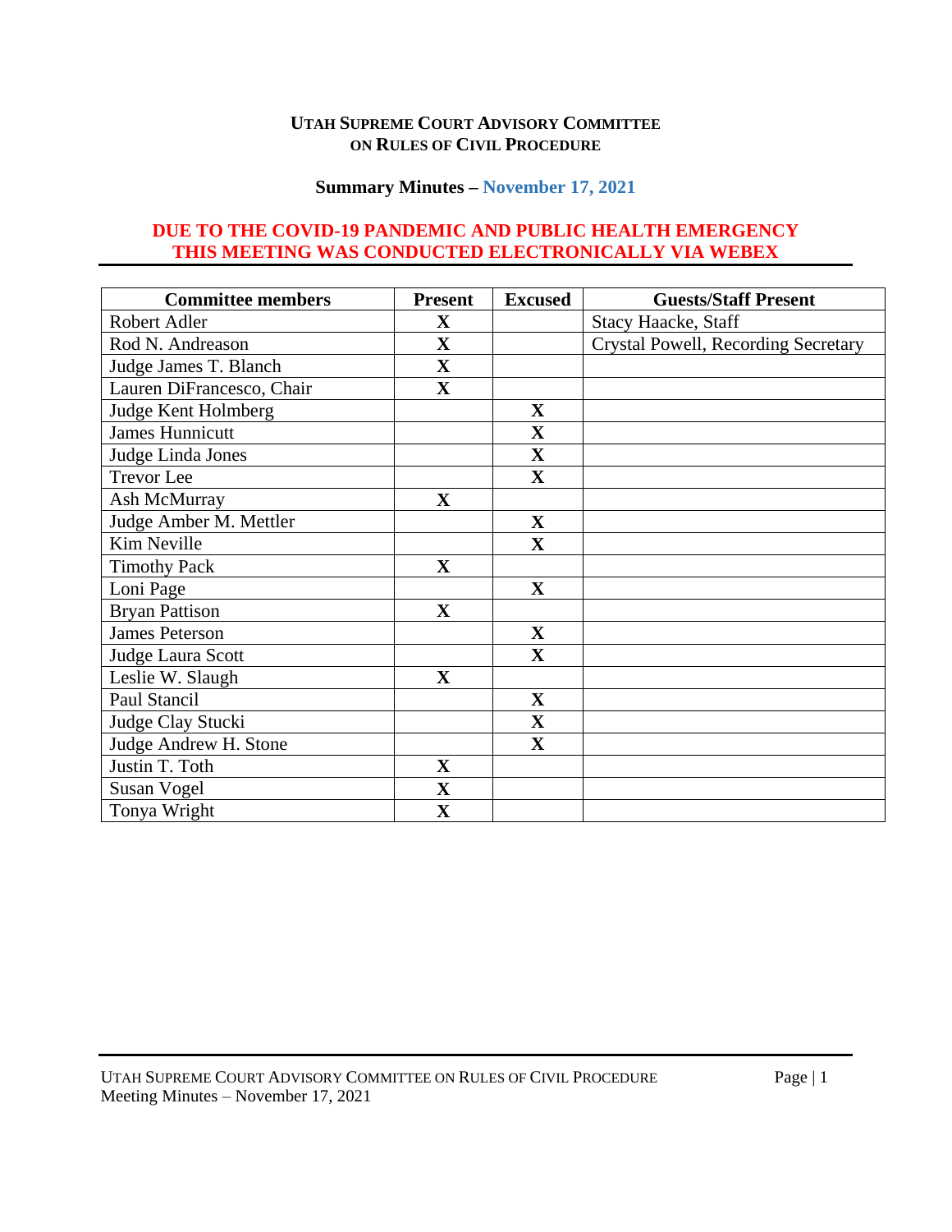**UTAH SUPREME COURT ADVISORY COMMITTEE ON RULES OF CIVIL PROCEDURE**

**Summary Minutes – November 17, 2021**

**DUE TO THE COVID-19 PANDEMIC AND PUBLIC HEALTH EMERGENCY THIS MEETING WAS CONDUCTED ELECTRONICALLY VIA WEBEX**

| Committee members | Present | Excused | Guests/Staff Present |
|---|---|---|---|
| Robert Adler | X | | Stacy Haacke, Staff |
| Rod N. Andreason | X | | Crystal Powell, Recording Secretary |
| Judge James T. Blanch | X | | |
| Lauren DiFrancesco, Chair | X | | |
| Judge Kent Holmberg | | X | |
| James Hunnicutt | | X | |
| Judge Linda Jones | | X | |
| Trevor Lee | | X | |
| Ash McMurray | X | | |
| Judge Amber M. Mettler | | X | |
| Kim Neville | | X | |
| Timothy Pack | X | | |
| Loni Page | | X | |
| Bryan Pattison | X | | |
| James Peterson | | X | |
| Judge Laura Scott | | X | |
| Leslie W. Slaugh | X | | |
| Paul Stancil | | X | |
| Judge Clay Stucki | | X | |
| Judge Andrew H. Stone | | X | |
| Justin T. Toth | X | | |
| Susan Vogel | X | | |
| Tonya Wright | X | | |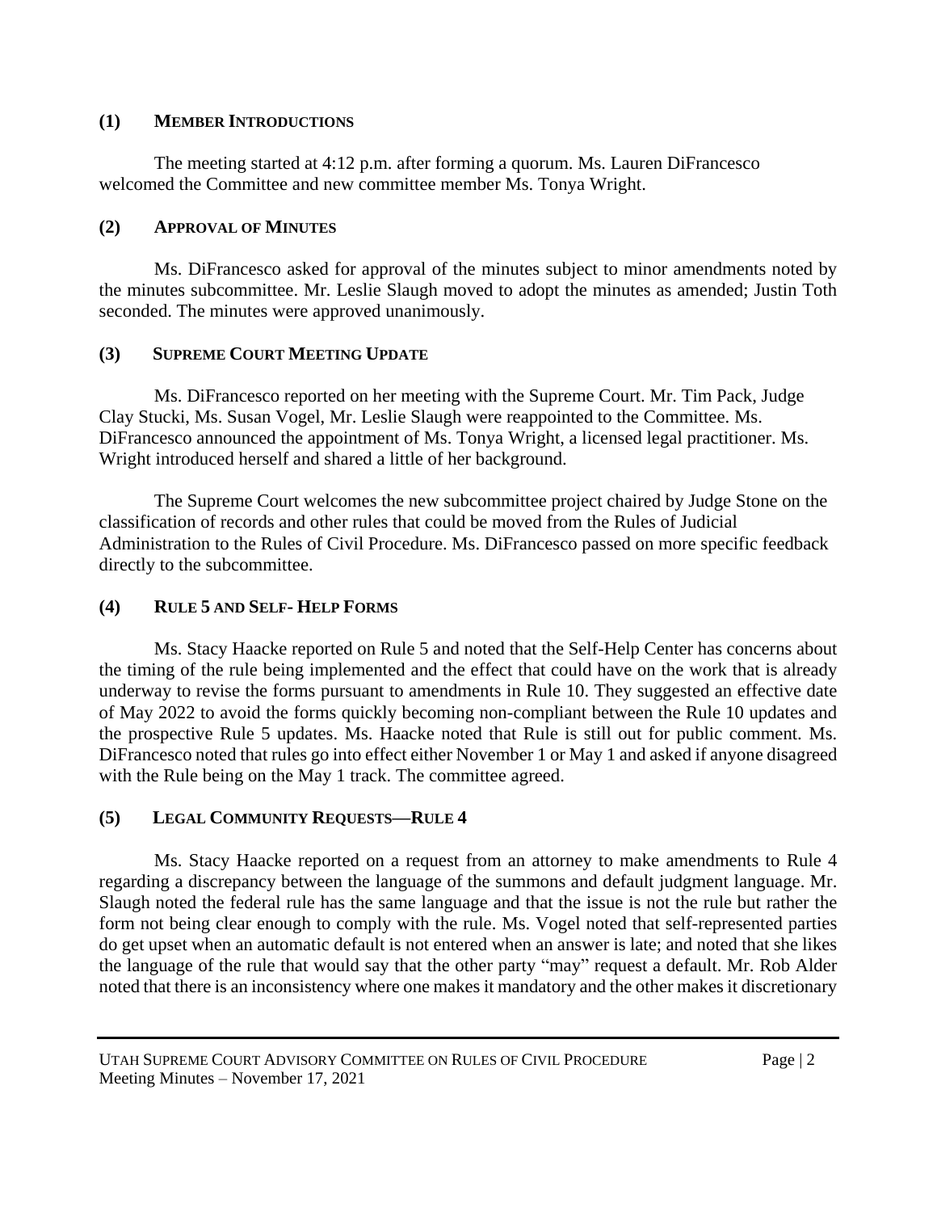## (1) Member Introductions

The meeting started at 4:12 p.m. after forming a quorum. Ms. Lauren DiFrancesco welcomed the Committee and new committee member Ms. Tonya Wright.

## (2) Approval of Minutes

Ms. DiFrancesco asked for approval of the minutes subject to minor amendments noted by the minutes subcommittee. Mr. Leslie Slaugh moved to adopt the minutes as amended; Justin Toth seconded. The minutes were approved unanimously.

## (3) Supreme Court Meeting Update

Ms. DiFrancesco reported on her meeting with the Supreme Court. Mr. Tim Pack, Judge Clay Stucki, Ms. Susan Vogel, Mr. Leslie Slaugh were reappointed to the Committee. Ms. DiFrancesco announced the appointment of Ms. Tonya Wright, a licensed legal practitioner. Ms. Wright introduced herself and shared a little of her background.

The Supreme Court welcomes the new subcommittee project chaired by Judge Stone on the classification of records and other rules that could be moved from the Rules of Judicial Administration to the Rules of Civil Procedure. Ms. DiFrancesco passed on more specific feedback directly to the subcommittee.

## (4) Rule 5 and Self- Help Forms

Ms. Stacy Haacke reported on Rule 5 and noted that the Self-Help Center has concerns about the timing of the rule being implemented and the effect that could have on the work that is already underway to revise the forms pursuant to amendments in Rule 10. They suggested an effective date of May 2022 to avoid the forms quickly becoming non-compliant between the Rule 10 updates and the prospective Rule 5 updates. Ms. Haacke noted that Rule is still out for public comment. Ms. DiFrancesco noted that rules go into effect either November 1 or May 1 and asked if anyone disagreed with the Rule being on the May 1 track. The committee agreed.

## (5) Legal Community Requests—Rule 4

Ms. Stacy Haacke reported on a request from an attorney to make amendments to Rule 4 regarding a discrepancy between the language of the summons and default judgment language. Mr. Slaugh noted the federal rule has the same language and that the issue is not the rule but rather the form not being clear enough to comply with the rule. Ms. Vogel noted that self-represented parties do get upset when an automatic default is not entered when an answer is late; and noted that she likes the language of the rule that would say that the other party "may" request a default. Mr. Rob Alder noted that there is an inconsistency where one makes it mandatory and the other makes it discretionary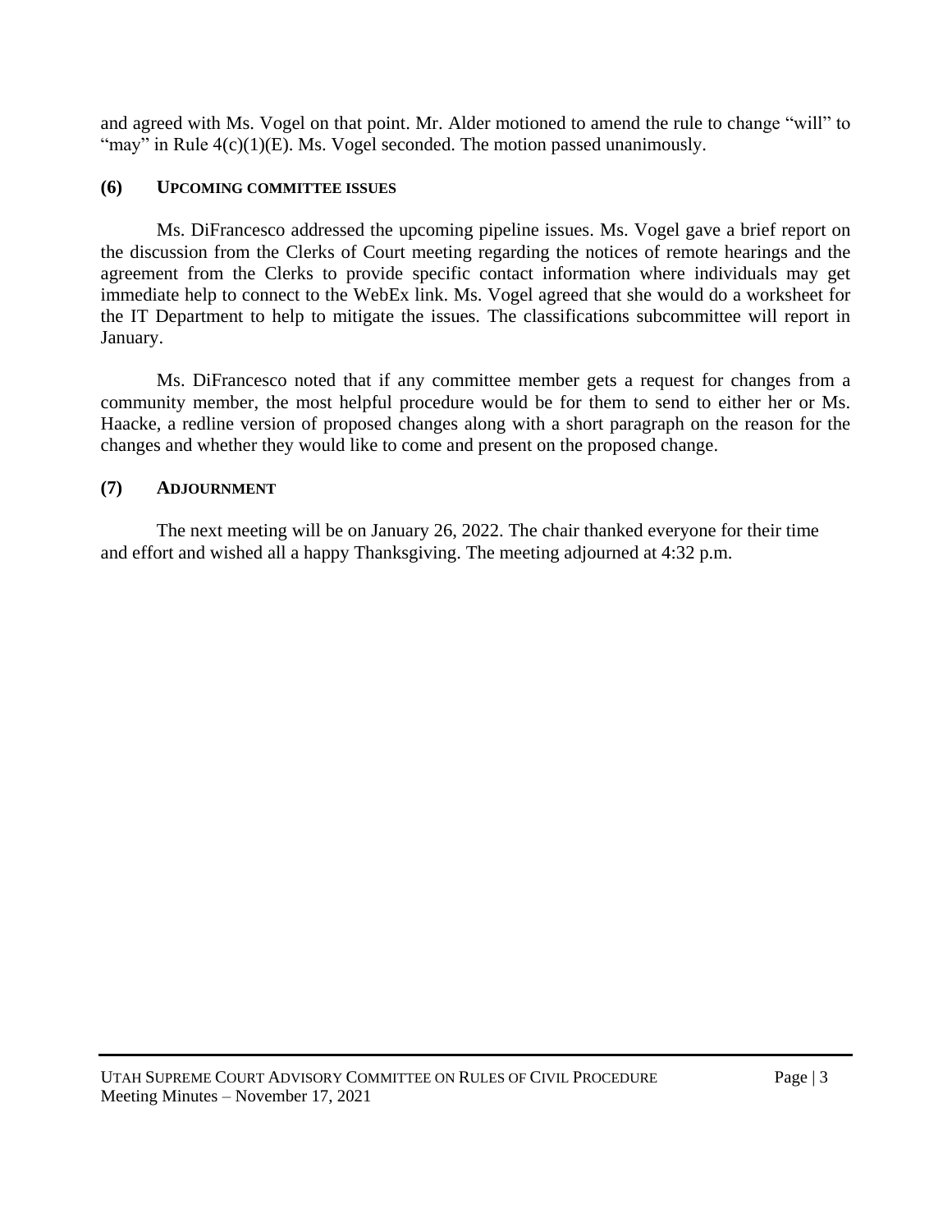and agreed with Ms. Vogel on that point. Mr. Alder motioned to amend the rule to change "will" to "may" in Rule 4(c)(1)(E). Ms. Vogel seconded. The motion passed unanimously.

### (6) UPCOMING COMMITTEE ISSUES

Ms. DiFrancesco addressed the upcoming pipeline issues. Ms. Vogel gave a brief report on the discussion from the Clerks of Court meeting regarding the notices of remote hearings and the agreement from the Clerks to provide specific contact information where individuals may get immediate help to connect to the WebEx link. Ms. Vogel agreed that she would do a worksheet for the IT Department to help to mitigate the issues. The classifications subcommittee will report in January.

Ms. DiFrancesco noted that if any committee member gets a request for changes from a community member, the most helpful procedure would be for them to send to either her or Ms. Haacke, a redline version of proposed changes along with a short paragraph on the reason for the changes and whether they would like to come and present on the proposed change.

### (7) ADJOURNMENT

The next meeting will be on January 26, 2022. The chair thanked everyone for their time and effort and wished all a happy Thanksgiving. The meeting adjourned at 4:32 p.m.